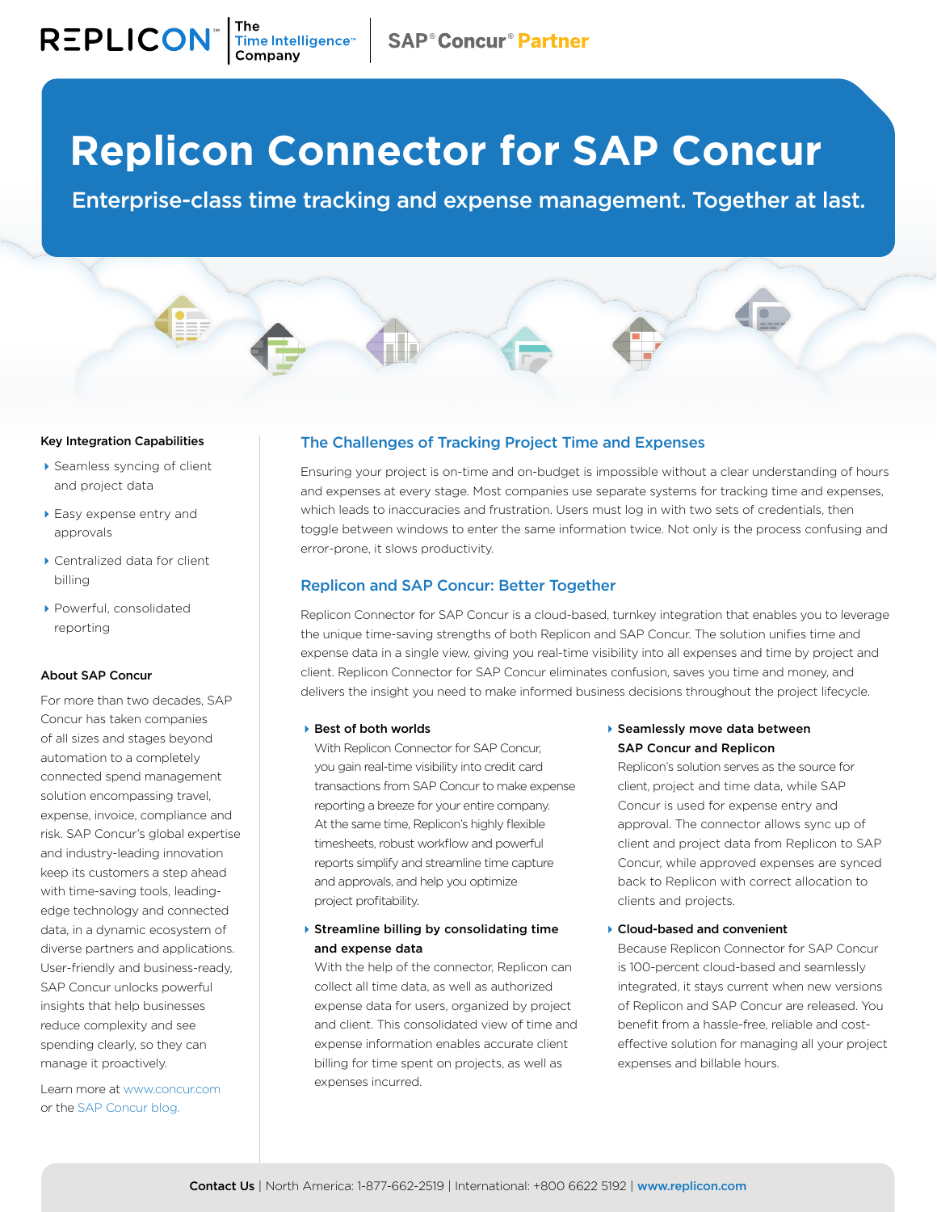REPLICON™ | The Time Intelligence™ Company | SAP® Concur® Partner

# Replicon Connector for SAP Concur

**Enterprise-class time tracking and expense management. Together at last.**

## The Challenges of Tracking Project Time and Expenses

Ensuring your project is on-time and on-budget is impossible without a clear understanding of hours and expenses at every stage. Most companies use separate systems for tracking time and expenses, which leads to inaccuracies and frustration. Users must log in with two sets of credentials, then toggle between windows to enter the same information twice. Not only is the process confusing and error-prone, it slows productivity.

## Replicon and SAP Concur: Better Together

Replicon Connector for SAP Concur is a cloud-based, turnkey integration that enables you to leverage the unique time-saving strengths of both Replicon and SAP Concur. The solution unifies time and expense data in a single view, giving you real-time visibility into all expenses and time by project and client. Replicon Connector for SAP Concur eliminates confusion, saves you time and money, and delivers the insight you need to make informed business decisions throughout the project lifecycle.

- **Best of both worlds**
  With Replicon Connector for SAP Concur, you gain real-time visibility into credit card transactions from SAP Concur to make expense reporting a breeze for your entire company. At the same time, Replicon's highly flexible timesheets, robust workflow and powerful reports simplify and streamline time capture and approvals, and help you optimize project profitability.

- **Streamline billing by consolidating time and expense data**
  With the help of the connector, Replicon can collect all time data, as well as authorized expense data for users, organized by project and client. This consolidated view of time and expense information enables accurate client billing for time spent on projects, as well as expenses incurred.

- **Seamlessly move data between SAP Concur and Replicon**
  Replicon's solution serves as the source for client, project and time data, while SAP Concur is used for expense entry and approval. The connector allows sync up of client and project data from Replicon to SAP Concur, while approved expenses are synced back to Replicon with correct allocation to clients and projects.

- **Cloud-based and convenient**
  Because Replicon Connector for SAP Concur is 100-percent cloud-based and seamlessly integrated, it stays current when new versions of Replicon and SAP Concur are released. You benefit from a hassle-free, reliable and cost-effective solution for managing all your project expenses and billable hours.

### Key Integration Capabilities

- Seamless syncing of client and project data
- Easy expense entry and approvals
- Centralized data for client billing
- Powerful, consolidated reporting

### About SAP Concur

For more than two decades, SAP Concur has taken companies of all sizes and stages beyond automation to a completely connected spend management solution encompassing travel, expense, invoice, compliance and risk. SAP Concur's global expertise and industry-leading innovation keep its customers a step ahead with time-saving tools, leading-edge technology and connected data, in a dynamic ecosystem of diverse partners and applications. User-friendly and business-ready, SAP Concur unlocks powerful insights that help businesses reduce complexity and see spending clearly, so they can manage it proactively.

Learn more at www.concur.com or the SAP Concur blog.

**Contact Us** | North America: 1-877-662-2519 | International: +800 6622 5192 | **www.replicon.com**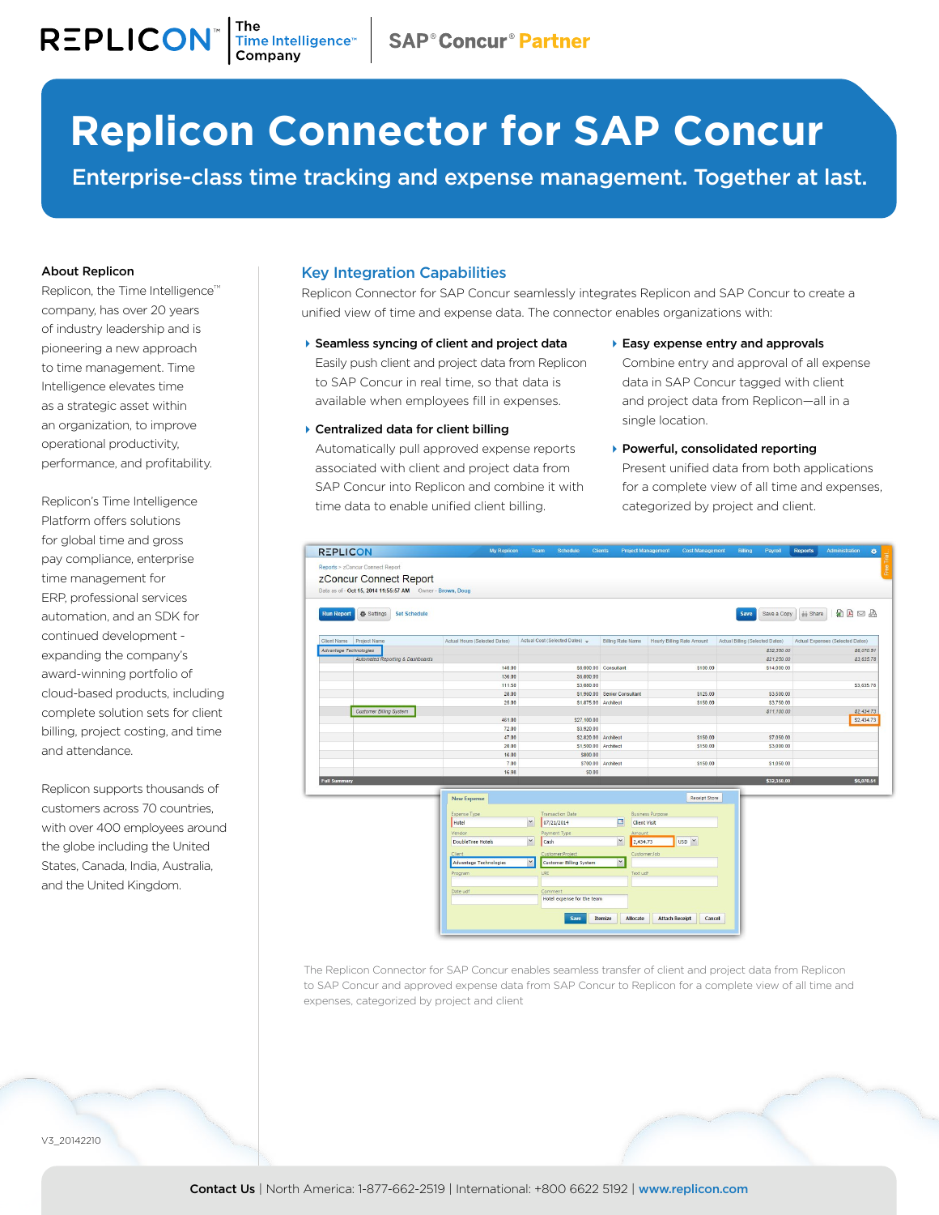REPLICON™ The Time Intelligence™ Company | SAP® Concur® Partner

# Replicon Connector for SAP Concur

## Enterprise-class time tracking and expense management. Together at last.

### About Replicon

Replicon, the Time Intelligence™ company, has over 20 years of industry leadership and is pioneering a new approach to time management. Time Intelligence elevates time as a strategic asset within an organization, to improve operational productivity, performance, and profitability.

Replicon's Time Intelligence Platform offers solutions for global time and gross pay compliance, enterprise time management for ERP, professional services automation, and an SDK for continued development - expanding the company's award-winning portfolio of cloud-based products, including complete solution sets for client billing, project costing, and time and attendance.

Replicon supports thousands of customers across 70 countries, with over 400 employees around the globe including the United States, Canada, India, Australia, and the United Kingdom.

V3_20142210

## Key Integration Capabilities

Replicon Connector for SAP Concur seamlessly integrates Replicon and SAP Concur to create a unified view of time and expense data. The connector enables organizations with:

- **Seamless syncing of client and project data**
  Easily push client and project data from Replicon to SAP Concur in real time, so that data is available when employees fill in expenses.
- **Centralized data for client billing**
  Automatically pull approved expense reports associated with client and project data from SAP Concur into Replicon and combine it with time data to enable unified client billing.
- **Easy expense entry and approvals**
  Combine entry and approval of all expense data in SAP Concur tagged with client and project data from Replicon—all in a single location.
- **Powerful, consolidated reporting**
  Present unified data from both applications for a complete view of all time and expenses, categorized by project and client.

The Replicon Connector for SAP Concur enables seamless transfer of client and project data from Replicon to SAP Concur and approved expense data from SAP Concur to Replicon for a complete view of all time and expenses, categorized by project and client

**Contact Us** | North America: 1-877-662-2519 | International: +800 6622 5192 | www.replicon.com